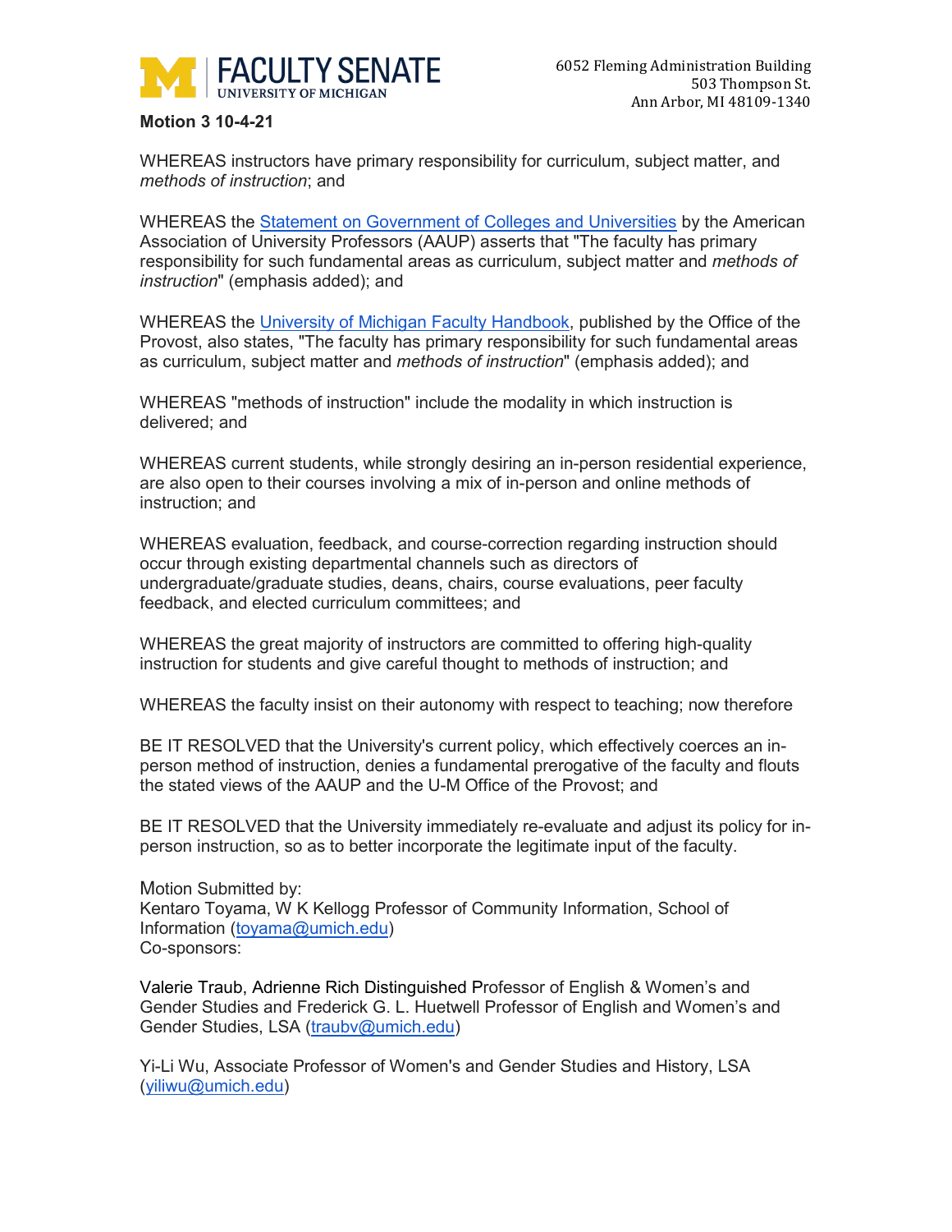**FACULTY SENATE**
UNIVERSITY OF MICHIGAN

6052 Fleming Administration Building
503 Thompson St.
Ann Arbor, MI 48109-1340

**Motion 3 10-4-21**

WHEREAS instructors have primary responsibility for curriculum, subject matter, and *methods of instruction*; and

WHEREAS the [Statement on Government of Colleges and Universities](#) by the American Association of University Professors (AAUP) asserts that "The faculty has primary responsibility for such fundamental areas as curriculum, subject matter and *methods of instruction*" (emphasis added); and

WHEREAS the [University of Michigan Faculty Handbook](#), published by the Office of the Provost, also states, "The faculty has primary responsibility for such fundamental areas as curriculum, subject matter and *methods of instruction*" (emphasis added); and

WHEREAS "methods of instruction" include the modality in which instruction is delivered; and

WHEREAS current students, while strongly desiring an in-person residential experience, are also open to their courses involving a mix of in-person and online methods of instruction; and

WHEREAS evaluation, feedback, and course-correction regarding instruction should occur through existing departmental channels such as directors of undergraduate/graduate studies, deans, chairs, course evaluations, peer faculty feedback, and elected curriculum committees; and

WHEREAS the great majority of instructors are committed to offering high-quality instruction for students and give careful thought to methods of instruction; and

WHEREAS the faculty insist on their autonomy with respect to teaching; now therefore

BE IT RESOLVED that the University's current policy, which effectively coerces an in-person method of instruction, denies a fundamental prerogative of the faculty and flouts the stated views of the AAUP and the U-M Office of the Provost; and

BE IT RESOLVED that the University immediately re-evaluate and adjust its policy for in-person instruction, so as to better incorporate the legitimate input of the faculty.

Motion Submitted by:
Kentaro Toyama, W K Kellogg Professor of Community Information, School of Information (toyama@umich.edu)
Co-sponsors:

Valerie Traub, Adrienne Rich Distinguished Professor of English & Women's and Gender Studies and Frederick G. L. Huetwell Professor of English and Women's and Gender Studies, LSA (traubv@umich.edu)

Yi-Li Wu, Associate Professor of Women's and Gender Studies and History, LSA (yiliwu@umich.edu)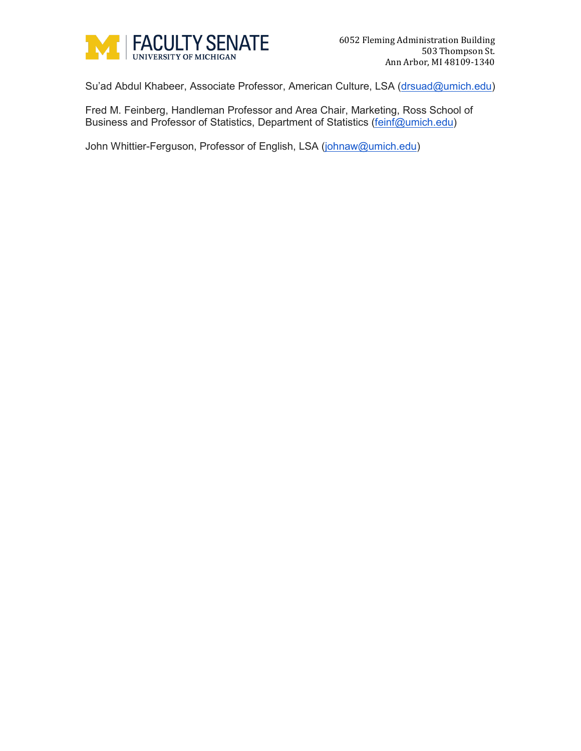FACULTY SENATE
UNIVERSITY OF MICHIGAN

6052 Fleming Administration Building
503 Thompson St.
Ann Arbor, MI 48109-1340

Su'ad Abdul Khabeer, Associate Professor, American Culture, LSA (drsuad@umich.edu)

Fred M. Feinberg, Handleman Professor and Area Chair, Marketing, Ross School of Business and Professor of Statistics, Department of Statistics (feinf@umich.edu)

John Whittier-Ferguson, Professor of English, LSA (johnaw@umich.edu)